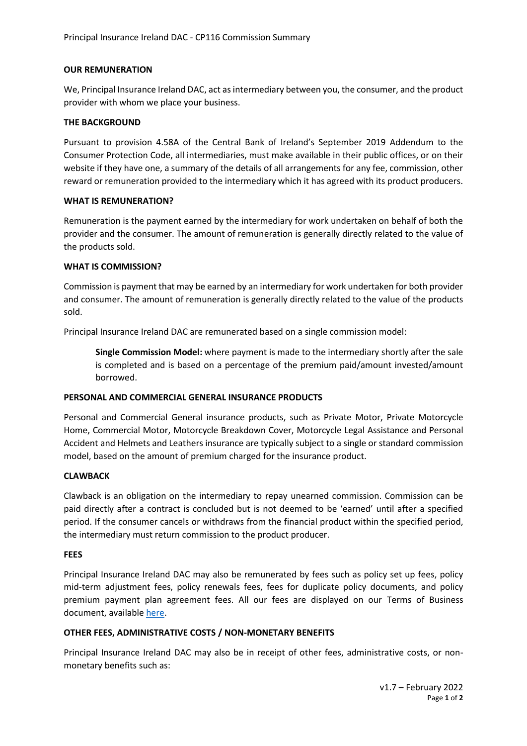Principal Insurance Ireland DAC - CP116 Commission Summary

**OUR REMUNERATION**

We, Principal Insurance Ireland DAC, act as intermediary between you, the consumer, and the product provider with whom we place your business.

**THE BACKGROUND**

Pursuant to provision 4.58A of the Central Bank of Ireland's September 2019 Addendum to the Consumer Protection Code, all intermediaries, must make available in their public offices, or on their website if they have one, a summary of the details of all arrangements for any fee, commission, other reward or remuneration provided to the intermediary which it has agreed with its product producers.

**WHAT IS REMUNERATION?**

Remuneration is the payment earned by the intermediary for work undertaken on behalf of both the provider and the consumer. The amount of remuneration is generally directly related to the value of the products sold.

**WHAT IS COMMISSION?**

Commission is payment that may be earned by an intermediary for work undertaken for both provider and consumer. The amount of remuneration is generally directly related to the value of the products sold.

Principal Insurance Ireland DAC are remunerated based on a single commission model:

> **Single Commission Model:** where payment is made to the intermediary shortly after the sale is completed and is based on a percentage of the premium paid/amount invested/amount borrowed.

**PERSONAL AND COMMERCIAL GENERAL INSURANCE PRODUCTS**

Personal and Commercial General insurance products, such as Private Motor, Private Motorcycle Home, Commercial Motor, Motorcycle Breakdown Cover, Motorcycle Legal Assistance and Personal Accident and Helmets and Leathers insurance are typically subject to a single or standard commission model, based on the amount of premium charged for the insurance product.

**CLAWBACK**

Clawback is an obligation on the intermediary to repay unearned commission. Commission can be paid directly after a contract is concluded but is not deemed to be 'earned' until after a specified period. If the consumer cancels or withdraws from the financial product within the specified period, the intermediary must return commission to the product producer.

**FEES**

Principal Insurance Ireland DAC may also be remunerated by fees such as policy set up fees, policy mid-term adjustment fees, policy renewals fees, fees for duplicate policy documents, and policy premium payment plan agreement fees. All our fees are displayed on our Terms of Business document, available here.

**OTHER FEES, ADMINISTRATIVE COSTS / NON-MONETARY BENEFITS**

Principal Insurance Ireland DAC may also be in receipt of other fees, administrative costs, or non-monetary benefits such as:

v1.7 – February 2022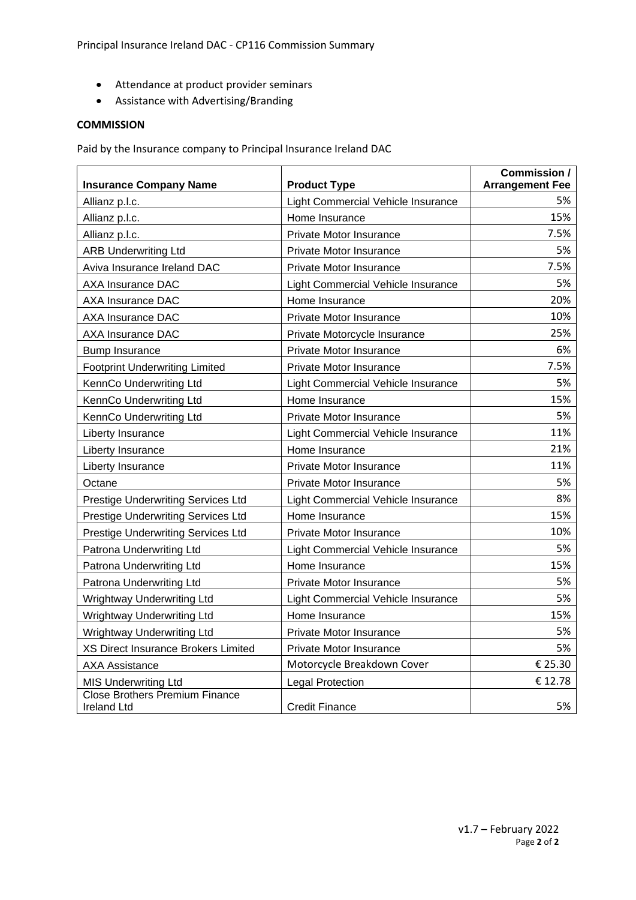- Attendance at product provider seminars
- Assistance with Advertising/Branding

**COMMISSION**

Paid by the Insurance company to Principal Insurance Ireland DAC

| Insurance Company Name | Product Type | Commission / Arrangement Fee |
|---|---|---|
| Allianz p.l.c. | Light Commercial Vehicle Insurance | 5% |
| Allianz p.l.c. | Home Insurance | 15% |
| Allianz p.l.c. | Private Motor Insurance | 7.5% |
| ARB Underwriting Ltd | Private Motor Insurance | 5% |
| Aviva Insurance Ireland DAC | Private Motor Insurance | 7.5% |
| AXA Insurance DAC | Light Commercial Vehicle Insurance | 5% |
| AXA Insurance DAC | Home Insurance | 20% |
| AXA Insurance DAC | Private Motor Insurance | 10% |
| AXA Insurance DAC | Private Motorcycle Insurance | 25% |
| Bump Insurance | Private Motor Insurance | 6% |
| Footprint Underwriting Limited | Private Motor Insurance | 7.5% |
| KennCo Underwriting Ltd | Light Commercial Vehicle Insurance | 5% |
| KennCo Underwriting Ltd | Home Insurance | 15% |
| KennCo Underwriting Ltd | Private Motor Insurance | 5% |
| Liberty Insurance | Light Commercial Vehicle Insurance | 11% |
| Liberty Insurance | Home Insurance | 21% |
| Liberty Insurance | Private Motor Insurance | 11% |
| Octane | Private Motor Insurance | 5% |
| Prestige Underwriting Services Ltd | Light Commercial Vehicle Insurance | 8% |
| Prestige Underwriting Services Ltd | Home Insurance | 15% |
| Prestige Underwriting Services Ltd | Private Motor Insurance | 10% |
| Patrona Underwriting Ltd | Light Commercial Vehicle Insurance | 5% |
| Patrona Underwriting Ltd | Home Insurance | 15% |
| Patrona Underwriting Ltd | Private Motor Insurance | 5% |
| Wrightway Underwriting Ltd | Light Commercial Vehicle Insurance | 5% |
| Wrightway Underwriting Ltd | Home Insurance | 15% |
| Wrightway Underwriting Ltd | Private Motor Insurance | 5% |
| XS Direct Insurance Brokers Limited | Private Motor Insurance | 5% |
| AXA Assistance | Motorcycle Breakdown Cover | € 25.30 |
| MIS Underwriting Ltd | Legal Protection | € 12.78 |
| Close Brothers Premium Finance Ireland Ltd | Credit Finance | 5% |

v1.7 – February 2022